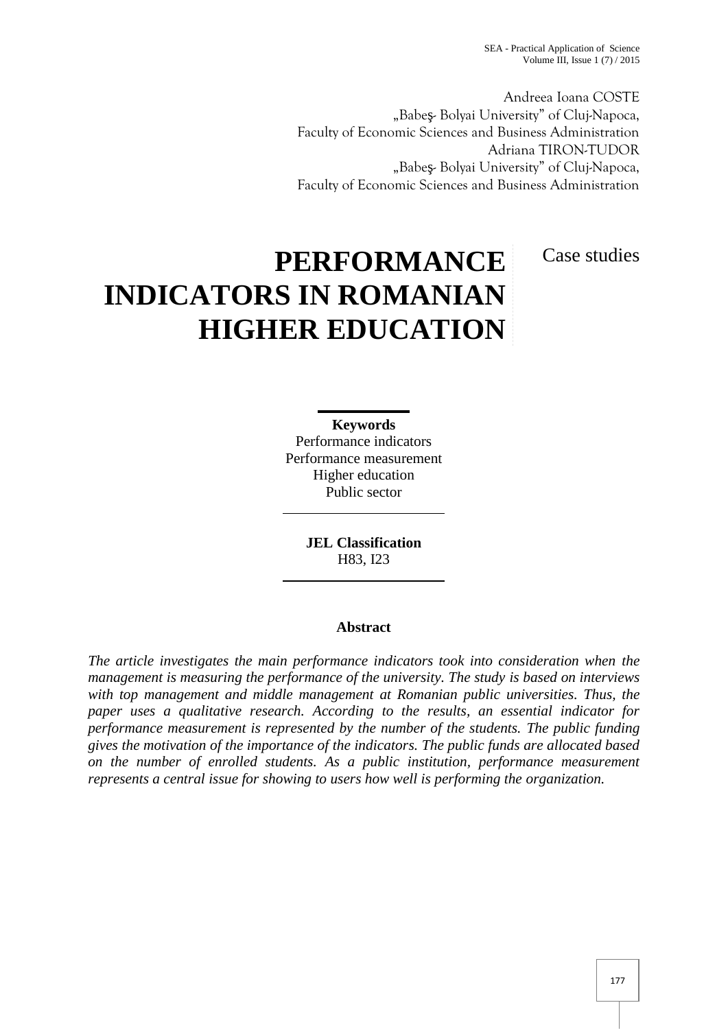Andreea Ioana COSTE
„Babeş- Bolyai University" of Cluj-Napoca,
Faculty of Economic Sciences and Business Administration
Adriana TIRON-TUDOR
„Babeş- Bolyai University" of Cluj-Napoca,
Faculty of Economic Sciences and Business Administration

# PERFORMANCE INDICATORS IN ROMANIAN HIGHER EDUCATION

Case studies

**Keywords**
Performance indicators
Performance measurement
Higher education
Public sector

**JEL Classification**
H83, I23

## Abstract

*The article investigates the main performance indicators took into consideration when the management is measuring the performance of the university. The study is based on interviews with top management and middle management at Romanian public universities. Thus, the paper uses a qualitative research. According to the results, an essential indicator for performance measurement is represented by the number of the students. The public funding gives the motivation of the importance of the indicators. The public funds are allocated based on the number of enrolled students. As a public institution, performance measurement represents a central issue for showing to users how well is performing the organization.*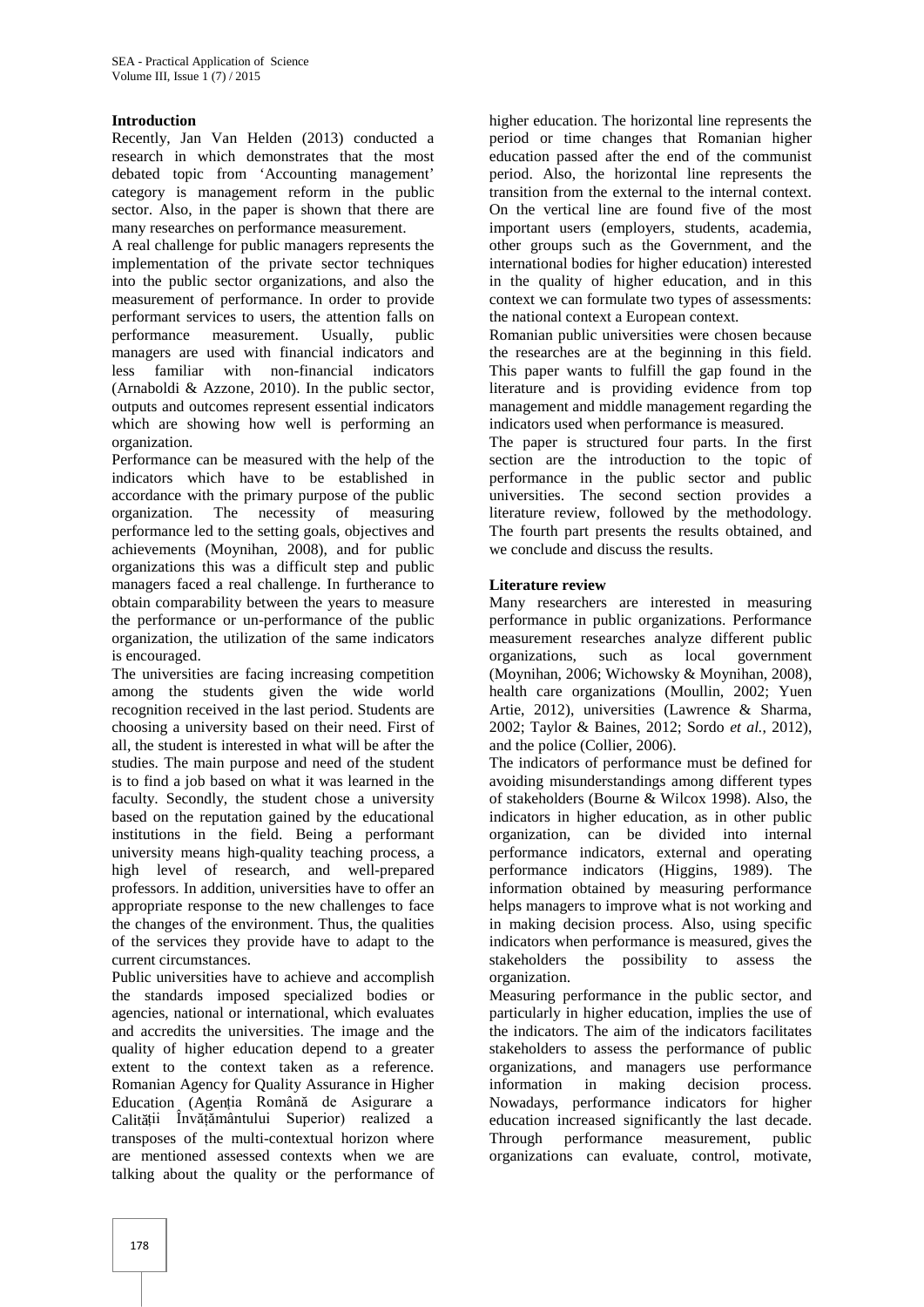**Introduction**

Recently, Jan Van Helden (2013) conducted a research in which demonstrates that the most debated topic from 'Accounting management' category is management reform in the public sector. Also, in the paper is shown that there are many researches on performance measurement.

A real challenge for public managers represents the implementation of the private sector techniques into the public sector organizations, and also the measurement of performance. In order to provide performant services to users, the attention falls on performance measurement. Usually, public managers are used with financial indicators and less familiar with non-financial indicators (Arnaboldi & Azzone, 2010). In the public sector, outputs and outcomes represent essential indicators which are showing how well is performing an organization.

Performance can be measured with the help of the indicators which have to be established in accordance with the primary purpose of the public organization. The necessity of measuring performance led to the setting goals, objectives and achievements (Moynihan, 2008), and for public organizations this was a difficult step and public managers faced a real challenge. In furtherance to obtain comparability between the years to measure the performance or un-performance of the public organization, the utilization of the same indicators is encouraged.

The universities are facing increasing competition among the students given the wide world recognition received in the last period. Students are choosing a university based on their need. First of all, the student is interested in what will be after the studies. The main purpose and need of the student is to find a job based on what it was learned in the faculty. Secondly, the student chose a university based on the reputation gained by the educational institutions in the field. Being a performant university means high-quality teaching process, a high level of research, and well-prepared professors. In addition, universities have to offer an appropriate response to the new challenges to face the changes of the environment. Thus, the qualities of the services they provide have to adapt to the current circumstances.

Public universities have to achieve and accomplish the standards imposed specialized bodies or agencies, national or international, which evaluates and accredits the universities. The image and the quality of higher education depend to a greater extent to the context taken as a reference. Romanian Agency for Quality Assurance in Higher Education (Agenția Română de Asigurare a Calității Învățământului Superior) realized a transposes of the multi-contextual horizon where are mentioned assessed contexts when we are talking about the quality or the performance of higher education. The horizontal line represents the period or time changes that Romanian higher education passed after the end of the communist period. Also, the horizontal line represents the transition from the external to the internal context. On the vertical line are found five of the most important users (employers, students, academia, other groups such as the Government, and the international bodies for higher education) interested in the quality of higher education, and in this context we can formulate two types of assessments: the national context a European context.

Romanian public universities were chosen because the researches are at the beginning in this field. This paper wants to fulfill the gap found in the literature and is providing evidence from top management and middle management regarding the indicators used when performance is measured.

The paper is structured four parts. In the first section are the introduction to the topic of performance in the public sector and public universities. The second section provides a literature review, followed by the methodology. The fourth part presents the results obtained, and we conclude and discuss the results.

**Literature review**

Many researchers are interested in measuring performance in public organizations. Performance measurement researches analyze different public organizations, such as local government (Moynihan, 2006; Wichowsky & Moynihan, 2008), health care organizations (Moullin, 2002; Yuen Artie, 2012), universities (Lawrence & Sharma, 2002; Taylor & Baines, 2012; Sordo *et al.*, 2012), and the police (Collier, 2006).

The indicators of performance must be defined for avoiding misunderstandings among different types of stakeholders (Bourne & Wilcox 1998). Also, the indicators in higher education, as in other public organization, can be divided into internal performance indicators, external and operating performance indicators (Higgins, 1989). The information obtained by measuring performance helps managers to improve what is not working and in making decision process. Also, using specific indicators when performance is measured, gives the stakeholders the possibility to assess the organization.

Measuring performance in the public sector, and particularly in higher education, implies the use of the indicators. The aim of the indicators facilitates stakeholders to assess the performance of public organizations, and managers use performance information in making decision process. Nowadays, performance indicators for higher education increased significantly the last decade. Through performance measurement, public organizations can evaluate, control, motivate,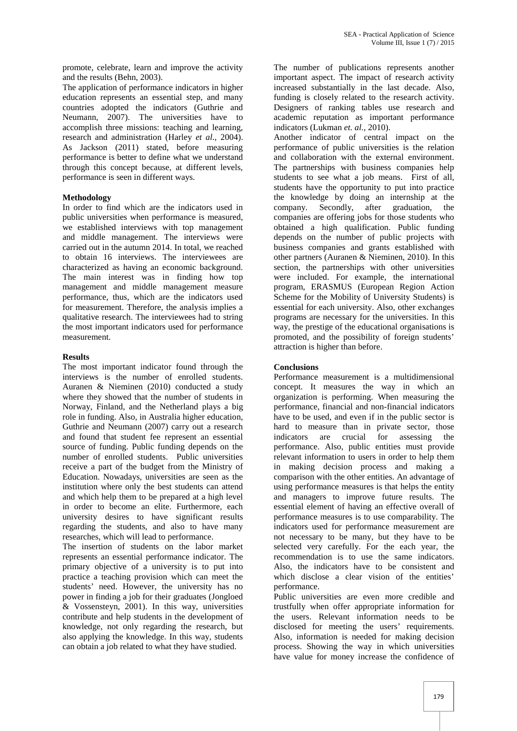promote, celebrate, learn and improve the activity and the results (Behn, 2003).

The application of performance indicators in higher education represents an essential step, and many countries adopted the indicators (Guthrie and Neumann, 2007). The universities have to accomplish three missions: teaching and learning, research and administration (Harley *et al*., 2004). As Jackson (2011) stated, before measuring performance is better to define what we understand through this concept because, at different levels, performance is seen in different ways.

**Methodology**

In order to find which are the indicators used in public universities when performance is measured, we established interviews with top management and middle management. The interviews were carried out in the autumn 2014. In total, we reached to obtain 16 interviews. The interviewees are characterized as having an economic background. The main interest was in finding how top management and middle management measure performance, thus, which are the indicators used for measurement. Therefore, the analysis implies a qualitative research. The interviewees had to string the most important indicators used for performance measurement.

**Results**

The most important indicator found through the interviews is the number of enrolled students. Auranen & Nieminen (2010) conducted a study where they showed that the number of students in Norway, Finland, and the Netherland plays a big role in funding. Also, in Australia higher education, Guthrie and Neumann (2007) carry out a research and found that student fee represent an essential source of funding. Public funding depends on the number of enrolled students. Public universities receive a part of the budget from the Ministry of Education. Nowadays, universities are seen as the institution where only the best students can attend and which help them to be prepared at a high level in order to become an elite. Furthermore, each university desires to have significant results regarding the students, and also to have many researches, which will lead to performance.

The insertion of students on the labor market represents an essential performance indicator. The primary objective of a university is to put into practice a teaching provision which can meet the students' need. However, the university has no power in finding a job for their graduates (Jongloed & Vossensteyn, 2001). In this way, universities contribute and help students in the development of knowledge, not only regarding the research, but also applying the knowledge. In this way, students can obtain a job related to what they have studied.

The number of publications represents another important aspect. The impact of research activity increased substantially in the last decade. Also, funding is closely related to the research activity. Designers of ranking tables use research and academic reputation as important performance indicators (Lukman *et. al.*, 2010).

Another indicator of central impact on the performance of public universities is the relation and collaboration with the external environment. The partnerships with business companies help students to see what a job means. First of all, students have the opportunity to put into practice the knowledge by doing an internship at the company. Secondly, after graduation, the companies are offering jobs for those students who obtained a high qualification. Public funding depends on the number of public projects with business companies and grants established with other partners (Auranen & Nieminen, 2010). In this section, the partnerships with other universities were included. For example, the international program, ERASMUS (European Region Action Scheme for the Mobility of University Students) is essential for each university. Also, other exchanges programs are necessary for the universities. In this way, the prestige of the educational organisations is promoted, and the possibility of foreign students' attraction is higher than before.

**Conclusions**

Performance measurement is a multidimensional concept. It measures the way in which an organization is performing. When measuring the performance, financial and non-financial indicators have to be used, and even if in the public sector is hard to measure than in private sector, those indicators are crucial for assessing the performance. Also, public entities must provide relevant information to users in order to help them in making decision process and making a comparison with the other entities. An advantage of using performance measures is that helps the entity and managers to improve future results. The essential element of having an effective overall of performance measures is to use comparability. The indicators used for performance measurement are not necessary to be many, but they have to be selected very carefully. For the each year, the recommendation is to use the same indicators. Also, the indicators have to be consistent and which disclose a clear vision of the entities' performance.

Public universities are even more credible and trustfully when offer appropriate information for the users. Relevant information needs to be disclosed for meeting the users' requirements. Also, information is needed for making decision process. Showing the way in which universities have value for money increase the confidence of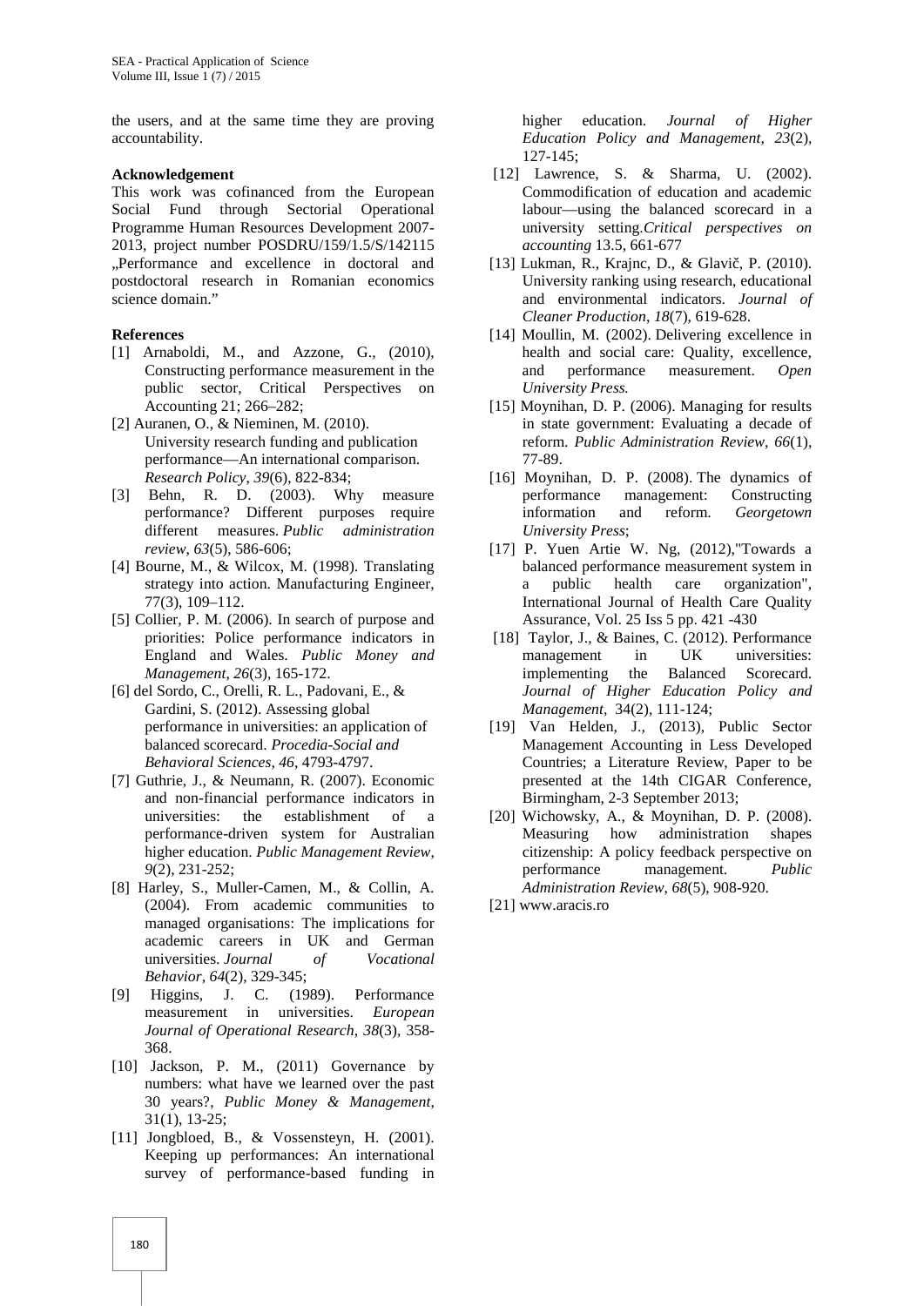the users, and at the same time they are proving accountability.

**Acknowledgement**

This work was cofinanced from the European Social Fund through Sectorial Operational Programme Human Resources Development 2007-2013, project number POSDRU/159/1.5/S/142115 „Performance and excellence in doctoral and postdoctoral research in Romanian economics science domain."

**References**

[1] Arnaboldi, M., and Azzone, G., (2010), Constructing performance measurement in the public sector, Critical Perspectives on Accounting 21; 266–282;

[2] Auranen, O., & Nieminen, M. (2010). University research funding and publication performance—An international comparison. *Research Policy*, *39*(6), 822-834;

[3] Behn, R. D. (2003). Why measure performance? Different purposes require different measures. *Public administration review*, *63*(5), 586-606;

[4] Bourne, M., & Wilcox, M. (1998). Translating strategy into action. Manufacturing Engineer, 77(3), 109–112.

[5] Collier, P. M. (2006). In search of purpose and priorities: Police performance indicators in England and Wales. *Public Money and Management*, *26*(3), 165-172.

[6] del Sordo, C., Orelli, R. L., Padovani, E., & Gardini, S. (2012). Assessing global performance in universities: an application of balanced scorecard. *Procedia-Social and Behavioral Sciences*, *46*, 4793-4797.

[7] Guthrie, J., & Neumann, R. (2007). Economic and non-financial performance indicators in universities: the establishment of a performance-driven system for Australian higher education. *Public Management Review*, *9*(2), 231-252;

[8] Harley, S., Muller-Camen, M., & Collin, A. (2004). From academic communities to managed organisations: The implications for academic careers in UK and German universities. *Journal of Vocational Behavior*, *64*(2), 329-345;

[9] Higgins, J. C. (1989). Performance measurement in universities. *European Journal of Operational Research*, *38*(3), 358-368.

[10] Jackson, P. M., (2011) Governance by numbers: what have we learned over the past 30 years?, *Public Money & Management*, 31(1), 13-25;

[11] Jongbloed, B., & Vossensteyn, H. (2001). Keeping up performances: An international survey of performance-based funding in higher education. *Journal of Higher Education Policy and Management*, *23*(2), 127-145;

[12] Lawrence, S. & Sharma, U. (2002). Commodification of education and academic labour—using the balanced scorecard in a university setting.*Critical perspectives on accounting* 13.5, 661-677

[13] Lukman, R., Krajnc, D., & Glavič, P. (2010). University ranking using research, educational and environmental indicators. *Journal of Cleaner Production*, *18*(7), 619-628.

[14] Moullin, M. (2002). Delivering excellence in health and social care: Quality, excellence, and performance measurement. *Open University Press.*

[15] Moynihan, D. P. (2006). Managing for results in state government: Evaluating a decade of reform. *Public Administration Review*, *66*(1), 77-89.

[16] Moynihan, D. P. (2008). The dynamics of performance management: Constructing information and reform. *Georgetown University Press*;

[17] P. Yuen Artie W. Ng, (2012),"Towards a balanced performance measurement system in a public health care organization", International Journal of Health Care Quality Assurance, Vol. 25 Iss 5 pp. 421 -430

[18] Taylor, J., & Baines, C. (2012). Performance management in UK universities: implementing the Balanced Scorecard. *Journal of Higher Education Policy and Management*, 34(2), 111-124;

[19] Van Helden, J., (2013), Public Sector Management Accounting in Less Developed Countries; a Literature Review, Paper to be presented at the 14th CIGAR Conference, Birmingham, 2-3 September 2013;

[20] Wichowsky, A., & Moynihan, D. P. (2008). Measuring how administration shapes citizenship: A policy feedback perspective on performance management. *Public Administration Review*, *68*(5), 908-920.

[21] www.aracis.ro